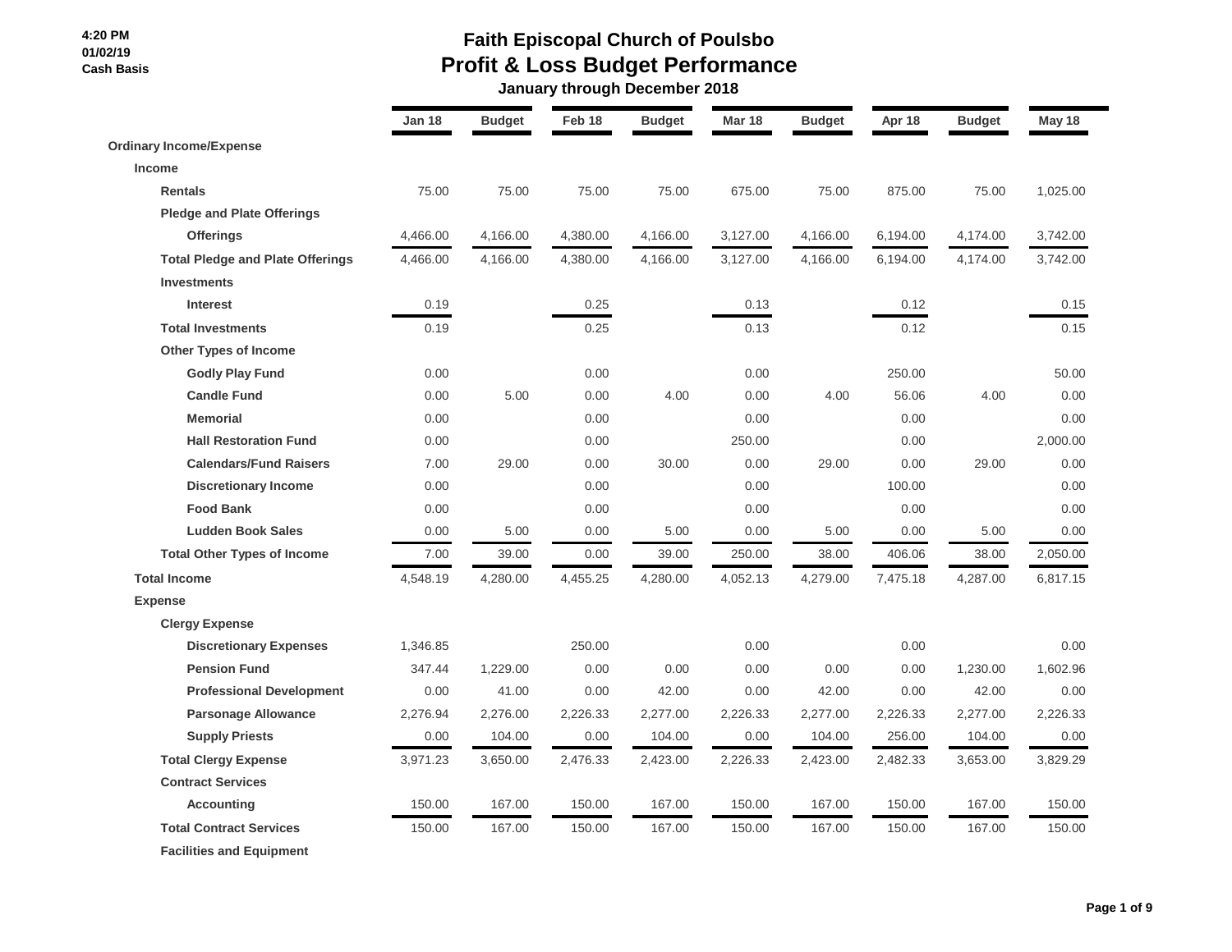4:20 PM
01/02/19
Cash Basis

# Faith Episcopal Church of Poulsbo
## Profit & Loss Budget Performance
### January through December 2018

| | Jan 18 | Budget | Feb 18 | Budget | Mar 18 | Budget | Apr 18 | Budget | May 18 |
|---|---|---|---|---|---|---|---|---|---|
| **Ordinary Income/Expense** | | | | | | | | | |
| **Income** | | | | | | | | | |
| **Rentals** | 75.00 | 75.00 | 75.00 | 75.00 | 675.00 | 75.00 | 875.00 | 75.00 | 1,025.00 |
| **Pledge and Plate Offerings** | | | | | | | | | |
| **Offerings** | 4,466.00 | 4,166.00 | 4,380.00 | 4,166.00 | 3,127.00 | 4,166.00 | 6,194.00 | 4,174.00 | 3,742.00 |
| **Total Pledge and Plate Offerings** | 4,466.00 | 4,166.00 | 4,380.00 | 4,166.00 | 3,127.00 | 4,166.00 | 6,194.00 | 4,174.00 | 3,742.00 |
| **Investments** | | | | | | | | | |
| **Interest** | 0.19 | | 0.25 | | 0.13 | | 0.12 | | 0.15 |
| **Total Investments** | 0.19 | | 0.25 | | 0.13 | | 0.12 | | 0.15 |
| **Other Types of Income** | | | | | | | | | |
| **Godly Play Fund** | 0.00 | | 0.00 | | 0.00 | | 250.00 | | 50.00 |
| **Candle Fund** | 0.00 | 5.00 | 0.00 | 4.00 | 0.00 | 4.00 | 56.06 | 4.00 | 0.00 |
| **Memorial** | 0.00 | | 0.00 | | 0.00 | | 0.00 | | 0.00 |
| **Hall Restoration Fund** | 0.00 | | 0.00 | | 250.00 | | 0.00 | | 2,000.00 |
| **Calendars/Fund Raisers** | 7.00 | 29.00 | 0.00 | 30.00 | 0.00 | 29.00 | 0.00 | 29.00 | 0.00 |
| **Discretionary Income** | 0.00 | | 0.00 | | 0.00 | | 100.00 | | 0.00 |
| **Food Bank** | 0.00 | | 0.00 | | 0.00 | | 0.00 | | 0.00 |
| **Ludden Book Sales** | 0.00 | 5.00 | 0.00 | 5.00 | 0.00 | 5.00 | 0.00 | 5.00 | 0.00 |
| **Total Other Types of Income** | 7.00 | 39.00 | 0.00 | 39.00 | 250.00 | 38.00 | 406.06 | 38.00 | 2,050.00 |
| **Total Income** | 4,548.19 | 4,280.00 | 4,455.25 | 4,280.00 | 4,052.13 | 4,279.00 | 7,475.18 | 4,287.00 | 6,817.15 |
| **Expense** | | | | | | | | | |
| **Clergy Expense** | | | | | | | | | |
| **Discretionary Expenses** | 1,346.85 | | 250.00 | | 0.00 | | 0.00 | | 0.00 |
| **Pension Fund** | 347.44 | 1,229.00 | 0.00 | 0.00 | 0.00 | 0.00 | 0.00 | 1,230.00 | 1,602.96 |
| **Professional Development** | 0.00 | 41.00 | 0.00 | 42.00 | 0.00 | 42.00 | 0.00 | 42.00 | 0.00 |
| **Parsonage Allowance** | 2,276.94 | 2,276.00 | 2,226.33 | 2,277.00 | 2,226.33 | 2,277.00 | 2,226.33 | 2,277.00 | 2,226.33 |
| **Supply Priests** | 0.00 | 104.00 | 0.00 | 104.00 | 0.00 | 104.00 | 256.00 | 104.00 | 0.00 |
| **Total Clergy Expense** | 3,971.23 | 3,650.00 | 2,476.33 | 2,423.00 | 2,226.33 | 2,423.00 | 2,482.33 | 3,653.00 | 3,829.29 |
| **Contract Services** | | | | | | | | | |
| **Accounting** | 150.00 | 167.00 | 150.00 | 167.00 | 150.00 | 167.00 | 150.00 | 167.00 | 150.00 |
| **Total Contract Services** | 150.00 | 167.00 | 150.00 | 167.00 | 150.00 | 167.00 | 150.00 | 167.00 | 150.00 |
| **Facilities and Equipment** | | | | | | | | | |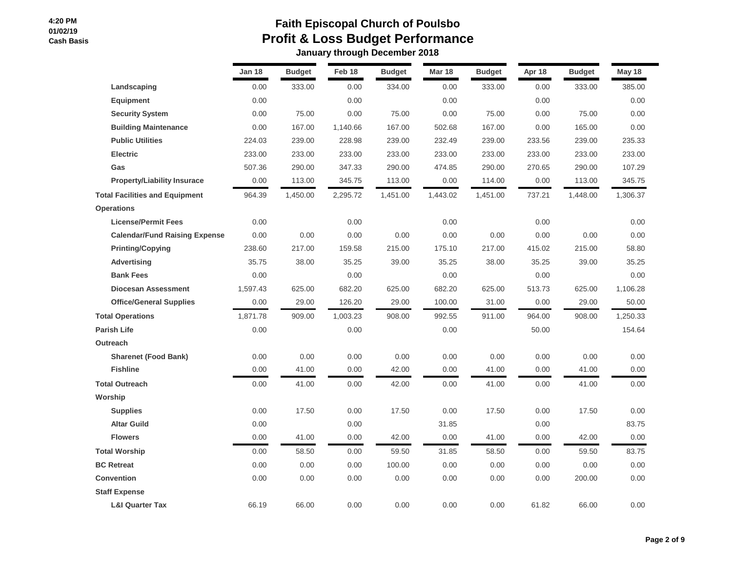# Faith Episcopal Church of Poulsbo

## Profit & Loss Budget Performance

**January through December 2018**

4:20 PM
01/02/19
Cash Basis

| | Jan 18 | Budget | Feb 18 | Budget | Mar 18 | Budget | Apr 18 | Budget | May 18 |
|---|---|---|---|---|---|---|---|---|---|
| Landscaping | 0.00 | 333.00 | 0.00 | 334.00 | 0.00 | 333.00 | 0.00 | 333.00 | 385.00 |
| Equipment | 0.00 | | 0.00 | | 0.00 | | 0.00 | | 0.00 |
| Security System | 0.00 | 75.00 | 0.00 | 75.00 | 0.00 | 75.00 | 0.00 | 75.00 | 0.00 |
| Building Maintenance | 0.00 | 167.00 | 1,140.66 | 167.00 | 502.68 | 167.00 | 0.00 | 165.00 | 0.00 |
| Public Utilities | 224.03 | 239.00 | 228.98 | 239.00 | 232.49 | 239.00 | 233.56 | 239.00 | 235.33 |
| Electric | 233.00 | 233.00 | 233.00 | 233.00 | 233.00 | 233.00 | 233.00 | 233.00 | 233.00 |
| Gas | 507.36 | 290.00 | 347.33 | 290.00 | 474.85 | 290.00 | 270.65 | 290.00 | 107.29 |
| Property/Liability Insurace | 0.00 | 113.00 | 345.75 | 113.00 | 0.00 | 114.00 | 0.00 | 113.00 | 345.75 |
| **Total Facilities and Equipment** | 964.39 | 1,450.00 | 2,295.72 | 1,451.00 | 1,443.02 | 1,451.00 | 737.21 | 1,448.00 | 1,306.37 |
| **Operations** | | | | | | | | | |
| License/Permit Fees | 0.00 | | 0.00 | | 0.00 | | 0.00 | | 0.00 |
| Calendar/Fund Raising Expense | 0.00 | 0.00 | 0.00 | 0.00 | 0.00 | 0.00 | 0.00 | 0.00 | 0.00 |
| Printing/Copying | 238.60 | 217.00 | 159.58 | 215.00 | 175.10 | 217.00 | 415.02 | 215.00 | 58.80 |
| Advertising | 35.75 | 38.00 | 35.25 | 39.00 | 35.25 | 38.00 | 35.25 | 39.00 | 35.25 |
| Bank Fees | 0.00 | | 0.00 | | 0.00 | | 0.00 | | 0.00 |
| Diocesan Assessment | 1,597.43 | 625.00 | 682.20 | 625.00 | 682.20 | 625.00 | 513.73 | 625.00 | 1,106.28 |
| Office/General Supplies | 0.00 | 29.00 | 126.20 | 29.00 | 100.00 | 31.00 | 0.00 | 29.00 | 50.00 |
| **Total Operations** | 1,871.78 | 909.00 | 1,003.23 | 908.00 | 992.55 | 911.00 | 964.00 | 908.00 | 1,250.33 |
| **Parish Life** | 0.00 | | 0.00 | | 0.00 | | 50.00 | | 154.64 |
| **Outreach** | | | | | | | | | |
| Sharenet (Food Bank) | 0.00 | 0.00 | 0.00 | 0.00 | 0.00 | 0.00 | 0.00 | 0.00 | 0.00 |
| Fishline | 0.00 | 41.00 | 0.00 | 42.00 | 0.00 | 41.00 | 0.00 | 41.00 | 0.00 |
| **Total Outreach** | 0.00 | 41.00 | 0.00 | 42.00 | 0.00 | 41.00 | 0.00 | 41.00 | 0.00 |
| **Worship** | | | | | | | | | |
| Supplies | 0.00 | 17.50 | 0.00 | 17.50 | 0.00 | 17.50 | 0.00 | 17.50 | 0.00 |
| Altar Guild | 0.00 | | 0.00 | | 31.85 | | 0.00 | | 83.75 |
| Flowers | 0.00 | 41.00 | 0.00 | 42.00 | 0.00 | 41.00 | 0.00 | 42.00 | 0.00 |
| **Total Worship** | 0.00 | 58.50 | 0.00 | 59.50 | 31.85 | 58.50 | 0.00 | 59.50 | 83.75 |
| **BC Retreat** | 0.00 | 0.00 | 0.00 | 100.00 | 0.00 | 0.00 | 0.00 | 0.00 | 0.00 |
| **Convention** | 0.00 | 0.00 | 0.00 | 0.00 | 0.00 | 0.00 | 0.00 | 200.00 | 0.00 |
| **Staff Expense** | | | | | | | | | |
| L&I Quarter Tax | 66.19 | 66.00 | 0.00 | 0.00 | 0.00 | 0.00 | 61.82 | 66.00 | 0.00 |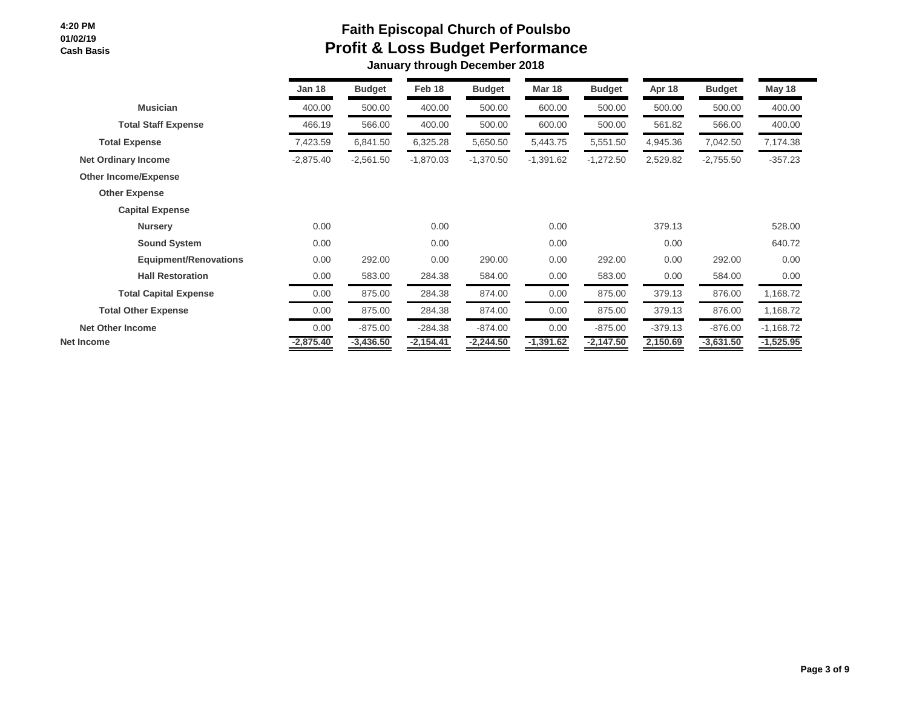# Faith Episcopal Church of Poulsbo

## Profit & Loss Budget Performance

### January through December 2018

4:20 PM
01/02/19
Cash Basis

| | Jan 18 | Budget | Feb 18 | Budget | Mar 18 | Budget | Apr 18 | Budget | May 18 |
|---|---|---|---|---|---|---|---|---|---|
| Musician | 400.00 | 500.00 | 400.00 | 500.00 | 600.00 | 500.00 | 500.00 | 500.00 | 400.00 |
| Total Staff Expense | 466.19 | 566.00 | 400.00 | 500.00 | 600.00 | 500.00 | 561.82 | 566.00 | 400.00 |
| Total Expense | 7,423.59 | 6,841.50 | 6,325.28 | 5,650.50 | 5,443.75 | 5,551.50 | 4,945.36 | 7,042.50 | 7,174.38 |
| Net Ordinary Income | -2,875.40 | -2,561.50 | -1,870.03 | -1,370.50 | -1,391.62 | -1,272.50 | 2,529.82 | -2,755.50 | -357.23 |
| Other Income/Expense | | | | | | | | | |
| Other Expense | | | | | | | | | |
| Capital Expense | | | | | | | | | |
| Nursery | 0.00 | | 0.00 | | 0.00 | | 379.13 | | 528.00 |
| Sound System | 0.00 | | 0.00 | | 0.00 | | 0.00 | | 640.72 |
| Equipment/Renovations | 0.00 | 292.00 | 0.00 | 290.00 | 0.00 | 292.00 | 0.00 | 292.00 | 0.00 |
| Hall Restoration | 0.00 | 583.00 | 284.38 | 584.00 | 0.00 | 583.00 | 0.00 | 584.00 | 0.00 |
| Total Capital Expense | 0.00 | 875.00 | 284.38 | 874.00 | 0.00 | 875.00 | 379.13 | 876.00 | 1,168.72 |
| Total Other Expense | 0.00 | 875.00 | 284.38 | 874.00 | 0.00 | 875.00 | 379.13 | 876.00 | 1,168.72 |
| Net Other Income | 0.00 | -875.00 | -284.38 | -874.00 | 0.00 | -875.00 | -379.13 | -876.00 | -1,168.72 |
| **Net Income** | **-2,875.40** | **-3,436.50** | **-2,154.41** | **-2,244.50** | **-1,391.62** | **-2,147.50** | **2,150.69** | **-3,631.50** | **-1,525.95** |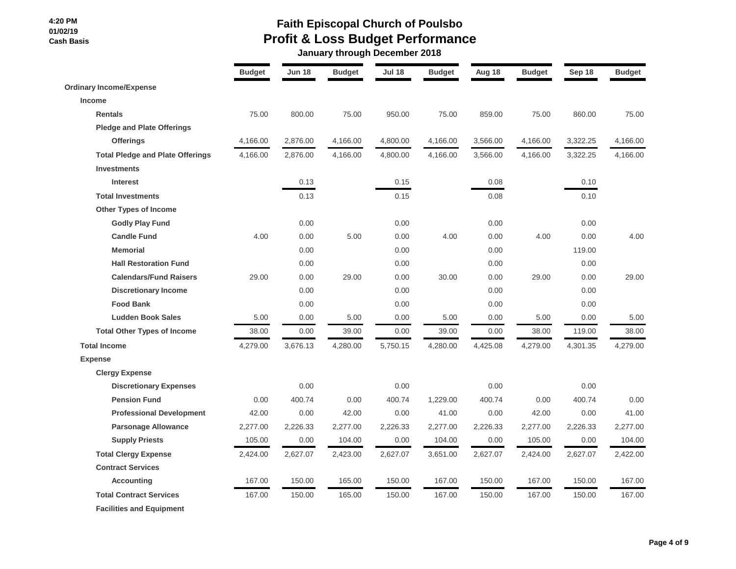# Faith Episcopal Church of Poulsbo

## Profit & Loss Budget Performance

### January through December 2018

4:20 PM
01/02/19
Cash Basis

| | Budget | Jun 18 | Budget | Jul 18 | Budget | Aug 18 | Budget | Sep 18 | Budget |
|---|---|---|---|---|---|---|---|---|---|
| **Ordinary Income/Expense** | | | | | | | | | |
| **Income** | | | | | | | | | |
| **Rentals** | 75.00 | 800.00 | 75.00 | 950.00 | 75.00 | 859.00 | 75.00 | 860.00 | 75.00 |
| **Pledge and Plate Offerings** | | | | | | | | | |
| **Offerings** | 4,166.00 | 2,876.00 | 4,166.00 | 4,800.00 | 4,166.00 | 3,566.00 | 4,166.00 | 3,322.25 | 4,166.00 |
| **Total Pledge and Plate Offerings** | 4,166.00 | 2,876.00 | 4,166.00 | 4,800.00 | 4,166.00 | 3,566.00 | 4,166.00 | 3,322.25 | 4,166.00 |
| **Investments** | | | | | | | | | |
| **Interest** | | 0.13 | | 0.15 | | 0.08 | | 0.10 | |
| **Total Investments** | | 0.13 | | 0.15 | | 0.08 | | 0.10 | |
| **Other Types of Income** | | | | | | | | | |
| **Godly Play Fund** | | 0.00 | | 0.00 | | 0.00 | | 0.00 | |
| **Candle Fund** | 4.00 | 0.00 | 5.00 | 0.00 | 4.00 | 0.00 | 4.00 | 0.00 | 4.00 |
| **Memorial** | | 0.00 | | 0.00 | | 0.00 | | 119.00 | |
| **Hall Restoration Fund** | | 0.00 | | 0.00 | | 0.00 | | 0.00 | |
| **Calendars/Fund Raisers** | 29.00 | 0.00 | 29.00 | 0.00 | 30.00 | 0.00 | 29.00 | 0.00 | 29.00 |
| **Discretionary Income** | | 0.00 | | 0.00 | | 0.00 | | 0.00 | |
| **Food Bank** | | 0.00 | | 0.00 | | 0.00 | | 0.00 | |
| **Ludden Book Sales** | 5.00 | 0.00 | 5.00 | 0.00 | 5.00 | 0.00 | 5.00 | 0.00 | 5.00 |
| **Total Other Types of Income** | 38.00 | 0.00 | 39.00 | 0.00 | 39.00 | 0.00 | 38.00 | 119.00 | 38.00 |
| **Total Income** | 4,279.00 | 3,676.13 | 4,280.00 | 5,750.15 | 4,280.00 | 4,425.08 | 4,279.00 | 4,301.35 | 4,279.00 |
| **Expense** | | | | | | | | | |
| **Clergy Expense** | | | | | | | | | |
| **Discretionary Expenses** | | 0.00 | | 0.00 | | 0.00 | | 0.00 | |
| **Pension Fund** | 0.00 | 400.74 | 0.00 | 400.74 | 1,229.00 | 400.74 | 0.00 | 400.74 | 0.00 |
| **Professional Development** | 42.00 | 0.00 | 42.00 | 0.00 | 41.00 | 0.00 | 42.00 | 0.00 | 41.00 |
| **Parsonage Allowance** | 2,277.00 | 2,226.33 | 2,277.00 | 2,226.33 | 2,277.00 | 2,226.33 | 2,277.00 | 2,226.33 | 2,277.00 |
| **Supply Priests** | 105.00 | 0.00 | 104.00 | 0.00 | 104.00 | 0.00 | 105.00 | 0.00 | 104.00 |
| **Total Clergy Expense** | 2,424.00 | 2,627.07 | 2,423.00 | 2,627.07 | 3,651.00 | 2,627.07 | 2,424.00 | 2,627.07 | 2,422.00 |
| **Contract Services** | | | | | | | | | |
| **Accounting** | 167.00 | 150.00 | 165.00 | 150.00 | 167.00 | 150.00 | 167.00 | 150.00 | 167.00 |
| **Total Contract Services** | 167.00 | 150.00 | 165.00 | 150.00 | 167.00 | 150.00 | 167.00 | 150.00 | 167.00 |
| **Facilities and Equipment** | | | | | | | | | |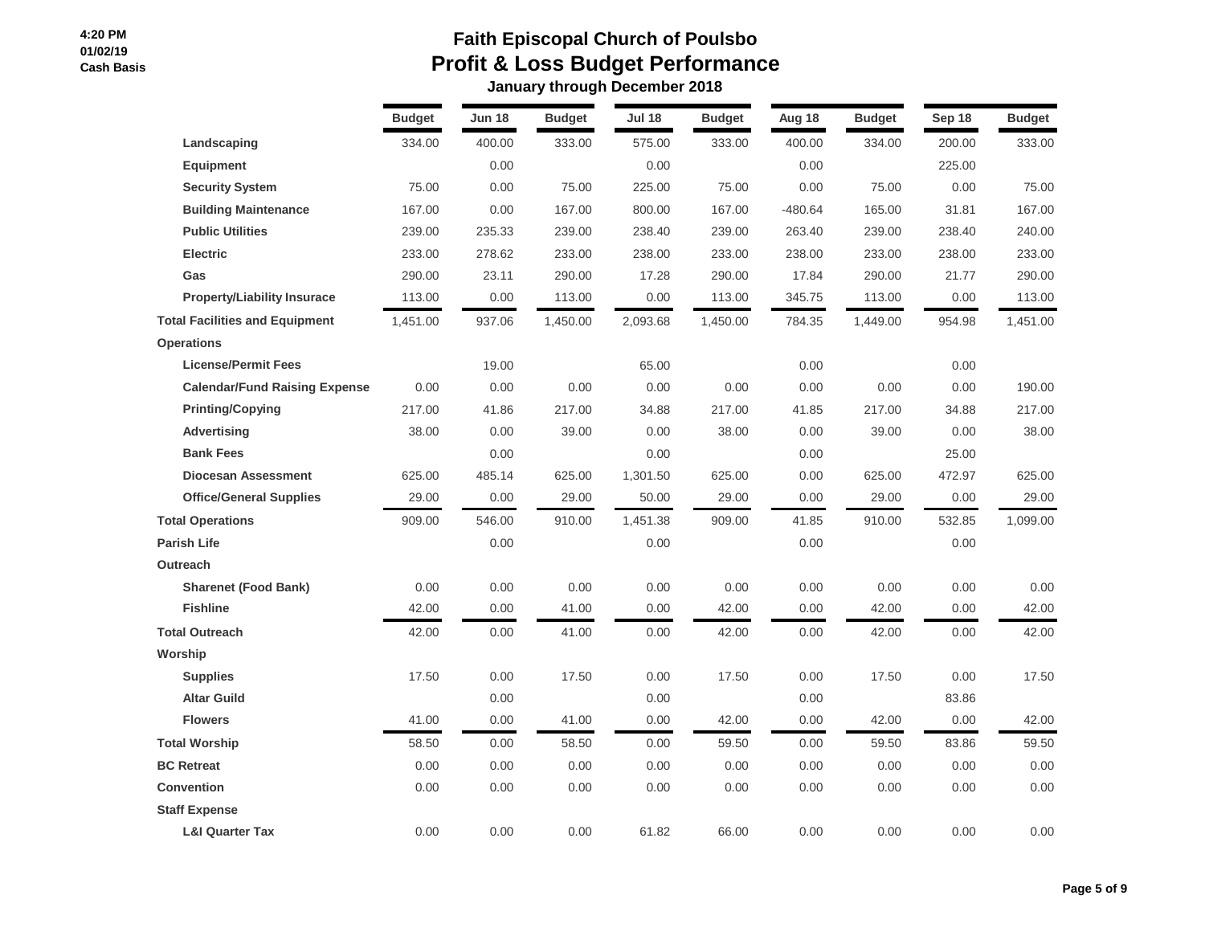4:20 PM
01/02/19
Cash Basis

# Faith Episcopal Church of Poulsbo
## Profit & Loss Budget Performance
### January through December 2018

| | Budget | Jun 18 | Budget | Jul 18 | Budget | Aug 18 | Budget | Sep 18 | Budget |
|---|---|---|---|---|---|---|---|---|---|
| Landscaping | 334.00 | 400.00 | 333.00 | 575.00 | 333.00 | 400.00 | 334.00 | 200.00 | 333.00 |
| Equipment | | 0.00 | | 0.00 | | 0.00 | | 225.00 | |
| Security System | 75.00 | 0.00 | 75.00 | 225.00 | 75.00 | 0.00 | 75.00 | 0.00 | 75.00 |
| Building Maintenance | 167.00 | 0.00 | 167.00 | 800.00 | 167.00 | -480.64 | 165.00 | 31.81 | 167.00 |
| Public Utilities | 239.00 | 235.33 | 239.00 | 238.40 | 239.00 | 263.40 | 239.00 | 238.40 | 240.00 |
| Electric | 233.00 | 278.62 | 233.00 | 238.00 | 233.00 | 238.00 | 233.00 | 238.00 | 233.00 |
| Gas | 290.00 | 23.11 | 290.00 | 17.28 | 290.00 | 17.84 | 290.00 | 21.77 | 290.00 |
| Property/Liability Insurace | 113.00 | 0.00 | 113.00 | 0.00 | 113.00 | 345.75 | 113.00 | 0.00 | 113.00 |
| **Total Facilities and Equipment** | 1,451.00 | 937.06 | 1,450.00 | 2,093.68 | 1,450.00 | 784.35 | 1,449.00 | 954.98 | 1,451.00 |
| **Operations** | | | | | | | | | |
| License/Permit Fees | | 19.00 | | 65.00 | | 0.00 | | 0.00 | |
| Calendar/Fund Raising Expense | 0.00 | 0.00 | 0.00 | 0.00 | 0.00 | 0.00 | 0.00 | 0.00 | 190.00 |
| Printing/Copying | 217.00 | 41.86 | 217.00 | 34.88 | 217.00 | 41.85 | 217.00 | 34.88 | 217.00 |
| Advertising | 38.00 | 0.00 | 39.00 | 0.00 | 38.00 | 0.00 | 39.00 | 0.00 | 38.00 |
| Bank Fees | | 0.00 | | 0.00 | | 0.00 | | 25.00 | |
| Diocesan Assessment | 625.00 | 485.14 | 625.00 | 1,301.50 | 625.00 | 0.00 | 625.00 | 472.97 | 625.00 |
| Office/General Supplies | 29.00 | 0.00 | 29.00 | 50.00 | 29.00 | 0.00 | 29.00 | 0.00 | 29.00 |
| **Total Operations** | 909.00 | 546.00 | 910.00 | 1,451.38 | 909.00 | 41.85 | 910.00 | 532.85 | 1,099.00 |
| **Parish Life** | | 0.00 | | 0.00 | | 0.00 | | 0.00 | |
| **Outreach** | | | | | | | | | |
| Sharenet (Food Bank) | 0.00 | 0.00 | 0.00 | 0.00 | 0.00 | 0.00 | 0.00 | 0.00 | 0.00 |
| Fishline | 42.00 | 0.00 | 41.00 | 0.00 | 42.00 | 0.00 | 42.00 | 0.00 | 42.00 |
| **Total Outreach** | 42.00 | 0.00 | 41.00 | 0.00 | 42.00 | 0.00 | 42.00 | 0.00 | 42.00 |
| **Worship** | | | | | | | | | |
| Supplies | 17.50 | 0.00 | 17.50 | 0.00 | 17.50 | 0.00 | 17.50 | 0.00 | 17.50 |
| Altar Guild | | 0.00 | | 0.00 | | 0.00 | | 83.86 | |
| Flowers | 41.00 | 0.00 | 41.00 | 0.00 | 42.00 | 0.00 | 42.00 | 0.00 | 42.00 |
| **Total Worship** | 58.50 | 0.00 | 58.50 | 0.00 | 59.50 | 0.00 | 59.50 | 83.86 | 59.50 |
| **BC Retreat** | 0.00 | 0.00 | 0.00 | 0.00 | 0.00 | 0.00 | 0.00 | 0.00 | 0.00 |
| **Convention** | 0.00 | 0.00 | 0.00 | 0.00 | 0.00 | 0.00 | 0.00 | 0.00 | 0.00 |
| **Staff Expense** | | | | | | | | | |
| L&I Quarter Tax | 0.00 | 0.00 | 0.00 | 61.82 | 66.00 | 0.00 | 0.00 | 0.00 | 0.00 |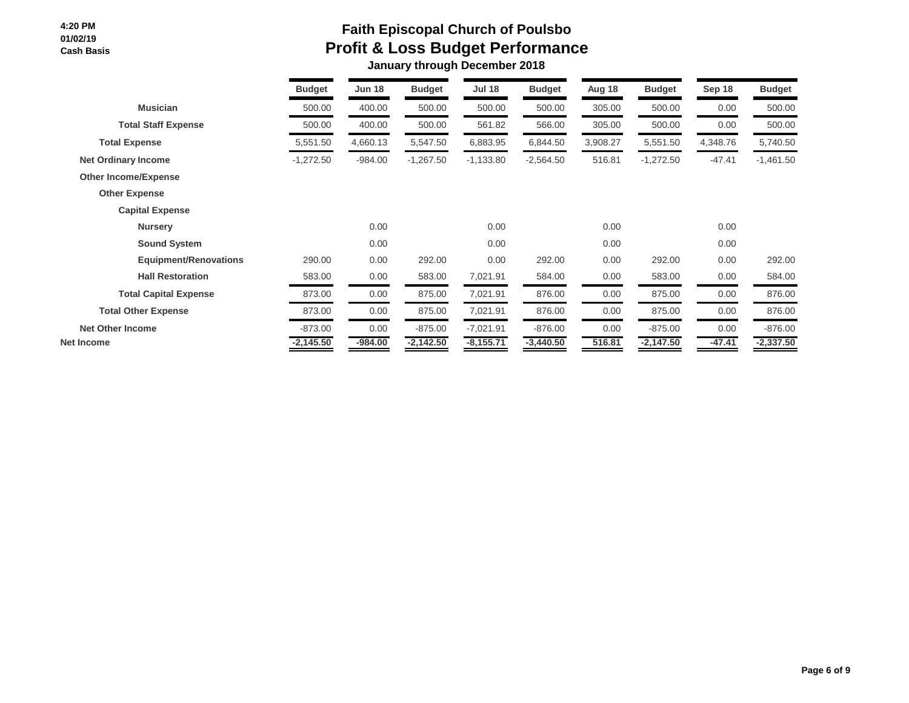# Faith Episcopal Church of Poulsbo
## Profit & Loss Budget Performance
### January through December 2018

4:20 PM
01/02/19
Cash Basis

| | Budget | Jun 18 | Budget | Jul 18 | Budget | Aug 18 | Budget | Sep 18 | Budget |
|---|---|---|---|---|---|---|---|---|---|
| Musician | 500.00 | 400.00 | 500.00 | 500.00 | 500.00 | 305.00 | 500.00 | 0.00 | 500.00 |
| Total Staff Expense | 500.00 | 400.00 | 500.00 | 561.82 | 566.00 | 305.00 | 500.00 | 0.00 | 500.00 |
| Total Expense | 5,551.50 | 4,660.13 | 5,547.50 | 6,883.95 | 6,844.50 | 3,908.27 | 5,551.50 | 4,348.76 | 5,740.50 |
| Net Ordinary Income | -1,272.50 | -984.00 | -1,267.50 | -1,133.80 | -2,564.50 | 516.81 | -1,272.50 | -47.41 | -1,461.50 |
| Other Income/Expense | | | | | | | | | |
| Other Expense | | | | | | | | | |
| Capital Expense | | | | | | | | | |
| Nursery | | 0.00 | | 0.00 | | 0.00 | | 0.00 | |
| Sound System | | 0.00 | | 0.00 | | 0.00 | | 0.00 | |
| Equipment/Renovations | 290.00 | 0.00 | 292.00 | 0.00 | 292.00 | 0.00 | 292.00 | 0.00 | 292.00 |
| Hall Restoration | 583.00 | 0.00 | 583.00 | 7,021.91 | 584.00 | 0.00 | 583.00 | 0.00 | 584.00 |
| Total Capital Expense | 873.00 | 0.00 | 875.00 | 7,021.91 | 876.00 | 0.00 | 875.00 | 0.00 | 876.00 |
| Total Other Expense | 873.00 | 0.00 | 875.00 | 7,021.91 | 876.00 | 0.00 | 875.00 | 0.00 | 876.00 |
| Net Other Income | -873.00 | 0.00 | -875.00 | -7,021.91 | -876.00 | 0.00 | -875.00 | 0.00 | -876.00 |
| **Net Income** | **-2,145.50** | **-984.00** | **-2,142.50** | **-8,155.71** | **-3,440.50** | **516.81** | **-2,147.50** | **-47.41** | **-2,337.50** |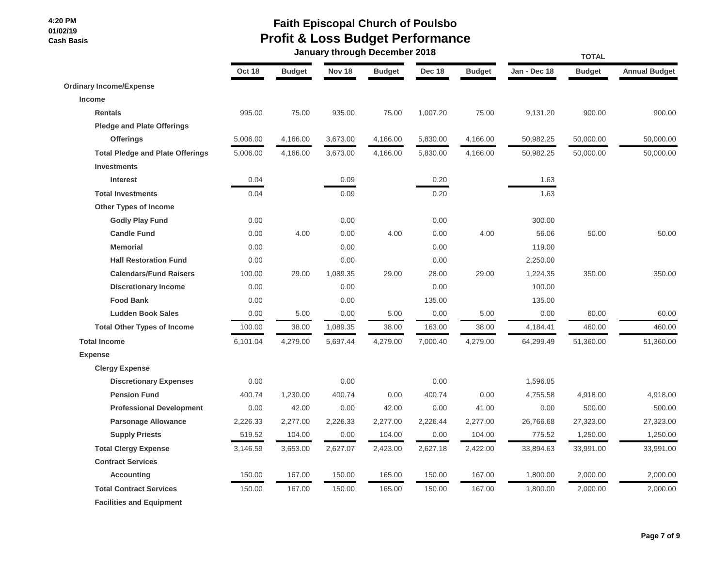4:20 PM
01/02/19
Cash Basis

# Faith Episcopal Church of Poulsbo
## Profit & Loss Budget Performance
### January through December 2018

| | Oct 18 | Budget | Nov 18 | Budget | Dec 18 | Budget | Jan - Dec 18 | Budget | Annual Budget |
|---|---|---|---|---|---|---|---|---|---|
| | | | | | | | TOTAL | | |
| **Ordinary Income/Expense** | | | | | | | | | |
| **Income** | | | | | | | | | |
| **Rentals** | 995.00 | 75.00 | 935.00 | 75.00 | 1,007.20 | 75.00 | 9,131.20 | 900.00 | 900.00 |
| **Pledge and Plate Offerings** | | | | | | | | | |
| **Offerings** | 5,006.00 | 4,166.00 | 3,673.00 | 4,166.00 | 5,830.00 | 4,166.00 | 50,982.25 | 50,000.00 | 50,000.00 |
| **Total Pledge and Plate Offerings** | 5,006.00 | 4,166.00 | 3,673.00 | 4,166.00 | 5,830.00 | 4,166.00 | 50,982.25 | 50,000.00 | 50,000.00 |
| **Investments** | | | | | | | | | |
| **Interest** | 0.04 | | 0.09 | | 0.20 | | 1.63 | | |
| **Total Investments** | 0.04 | | 0.09 | | 0.20 | | 1.63 | | |
| **Other Types of Income** | | | | | | | | | |
| **Godly Play Fund** | 0.00 | | 0.00 | | 0.00 | | 300.00 | | |
| **Candle Fund** | 0.00 | 4.00 | 0.00 | 4.00 | 0.00 | 4.00 | 56.06 | 50.00 | 50.00 |
| **Memorial** | 0.00 | | 0.00 | | 0.00 | | 119.00 | | |
| **Hall Restoration Fund** | 0.00 | | 0.00 | | 0.00 | | 2,250.00 | | |
| **Calendars/Fund Raisers** | 100.00 | 29.00 | 1,089.35 | 29.00 | 28.00 | 29.00 | 1,224.35 | 350.00 | 350.00 |
| **Discretionary Income** | 0.00 | | 0.00 | | 0.00 | | 100.00 | | |
| **Food Bank** | 0.00 | | 0.00 | | 135.00 | | 135.00 | | |
| **Ludden Book Sales** | 0.00 | 5.00 | 0.00 | 5.00 | 0.00 | 5.00 | 0.00 | 60.00 | 60.00 |
| **Total Other Types of Income** | 100.00 | 38.00 | 1,089.35 | 38.00 | 163.00 | 38.00 | 4,184.41 | 460.00 | 460.00 |
| **Total Income** | 6,101.04 | 4,279.00 | 5,697.44 | 4,279.00 | 7,000.40 | 4,279.00 | 64,299.49 | 51,360.00 | 51,360.00 |
| **Expense** | | | | | | | | | |
| **Clergy Expense** | | | | | | | | | |
| **Discretionary Expenses** | 0.00 | | 0.00 | | 0.00 | | 1,596.85 | | |
| **Pension Fund** | 400.74 | 1,230.00 | 400.74 | 0.00 | 400.74 | 0.00 | 4,755.58 | 4,918.00 | 4,918.00 |
| **Professional Development** | 0.00 | 42.00 | 0.00 | 42.00 | 0.00 | 41.00 | 0.00 | 500.00 | 500.00 |
| **Parsonage Allowance** | 2,226.33 | 2,277.00 | 2,226.33 | 2,277.00 | 2,226.44 | 2,277.00 | 26,766.68 | 27,323.00 | 27,323.00 |
| **Supply Priests** | 519.52 | 104.00 | 0.00 | 104.00 | 0.00 | 104.00 | 775.52 | 1,250.00 | 1,250.00 |
| **Total Clergy Expense** | 3,146.59 | 3,653.00 | 2,627.07 | 2,423.00 | 2,627.18 | 2,422.00 | 33,894.63 | 33,991.00 | 33,991.00 |
| **Contract Services** | | | | | | | | | |
| **Accounting** | 150.00 | 167.00 | 150.00 | 165.00 | 150.00 | 167.00 | 1,800.00 | 2,000.00 | 2,000.00 |
| **Total Contract Services** | 150.00 | 167.00 | 150.00 | 165.00 | 150.00 | 167.00 | 1,800.00 | 2,000.00 | 2,000.00 |
| **Facilities and Equipment** | | | | | | | | | |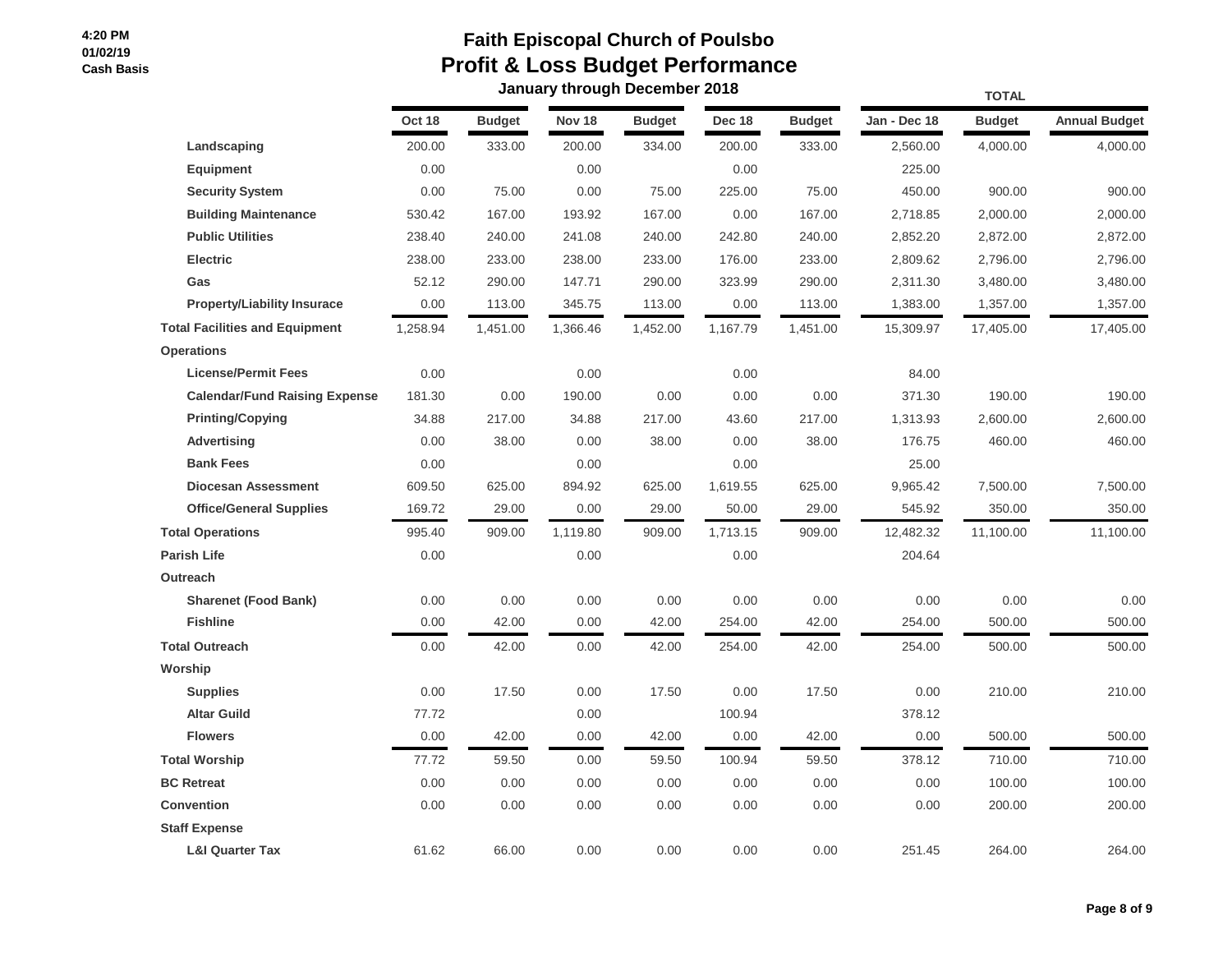4:20 PM
01/02/19
Cash Basis

# Faith Episcopal Church of Poulsbo
## Profit & Loss Budget Performance
### January through December 2018

| | Oct 18 | Budget | Nov 18 | Budget | Dec 18 | Budget | Jan - Dec 18 (TOTAL) | Budget (TOTAL) | Annual Budget (TOTAL) |
|---|---|---|---|---|---|---|---|---|---|
| Landscaping | 200.00 | 333.00 | 200.00 | 334.00 | 200.00 | 333.00 | 2,560.00 | 4,000.00 | 4,000.00 |
| Equipment | 0.00 | | 0.00 | | 0.00 | | 225.00 | | |
| Security System | 0.00 | 75.00 | 0.00 | 75.00 | 225.00 | 75.00 | 450.00 | 900.00 | 900.00 |
| Building Maintenance | 530.42 | 167.00 | 193.92 | 167.00 | 0.00 | 167.00 | 2,718.85 | 2,000.00 | 2,000.00 |
| Public Utilities | 238.40 | 240.00 | 241.08 | 240.00 | 242.80 | 240.00 | 2,852.20 | 2,872.00 | 2,872.00 |
| Electric | 238.00 | 233.00 | 238.00 | 233.00 | 176.00 | 233.00 | 2,809.62 | 2,796.00 | 2,796.00 |
| Gas | 52.12 | 290.00 | 147.71 | 290.00 | 323.99 | 290.00 | 2,311.30 | 3,480.00 | 3,480.00 |
| Property/Liability Insurace | 0.00 | 113.00 | 345.75 | 113.00 | 0.00 | 113.00 | 1,383.00 | 1,357.00 | 1,357.00 |
| **Total Facilities and Equipment** | 1,258.94 | 1,451.00 | 1,366.46 | 1,452.00 | 1,167.79 | 1,451.00 | 15,309.97 | 17,405.00 | 17,405.00 |
| **Operations** | | | | | | | | | |
| License/Permit Fees | 0.00 | | 0.00 | | 0.00 | | 84.00 | | |
| Calendar/Fund Raising Expense | 181.30 | 0.00 | 190.00 | 0.00 | 0.00 | 0.00 | 371.30 | 190.00 | 190.00 |
| Printing/Copying | 34.88 | 217.00 | 34.88 | 217.00 | 43.60 | 217.00 | 1,313.93 | 2,600.00 | 2,600.00 |
| Advertising | 0.00 | 38.00 | 0.00 | 38.00 | 0.00 | 38.00 | 176.75 | 460.00 | 460.00 |
| Bank Fees | 0.00 | | 0.00 | | 0.00 | | 25.00 | | |
| Diocesan Assessment | 609.50 | 625.00 | 894.92 | 625.00 | 1,619.55 | 625.00 | 9,965.42 | 7,500.00 | 7,500.00 |
| Office/General Supplies | 169.72 | 29.00 | 0.00 | 29.00 | 50.00 | 29.00 | 545.92 | 350.00 | 350.00 |
| **Total Operations** | 995.40 | 909.00 | 1,119.80 | 909.00 | 1,713.15 | 909.00 | 12,482.32 | 11,100.00 | 11,100.00 |
| **Parish Life** | 0.00 | | 0.00 | | 0.00 | | 204.64 | | |
| **Outreach** | | | | | | | | | |
| Sharenet (Food Bank) | 0.00 | 0.00 | 0.00 | 0.00 | 0.00 | 0.00 | 0.00 | 0.00 | 0.00 |
| Fishline | 0.00 | 42.00 | 0.00 | 42.00 | 254.00 | 42.00 | 254.00 | 500.00 | 500.00 |
| **Total Outreach** | 0.00 | 42.00 | 0.00 | 42.00 | 254.00 | 42.00 | 254.00 | 500.00 | 500.00 |
| **Worship** | | | | | | | | | |
| Supplies | 0.00 | 17.50 | 0.00 | 17.50 | 0.00 | 17.50 | 0.00 | 210.00 | 210.00 |
| Altar Guild | 77.72 | | 0.00 | | 100.94 | | 378.12 | | |
| Flowers | 0.00 | 42.00 | 0.00 | 42.00 | 0.00 | 42.00 | 0.00 | 500.00 | 500.00 |
| **Total Worship** | 77.72 | 59.50 | 0.00 | 59.50 | 100.94 | 59.50 | 378.12 | 710.00 | 710.00 |
| **BC Retreat** | 0.00 | 0.00 | 0.00 | 0.00 | 0.00 | 0.00 | 0.00 | 100.00 | 100.00 |
| **Convention** | 0.00 | 0.00 | 0.00 | 0.00 | 0.00 | 0.00 | 0.00 | 200.00 | 200.00 |
| **Staff Expense** | | | | | | | | | |
| L&I Quarter Tax | 61.62 | 66.00 | 0.00 | 0.00 | 0.00 | 0.00 | 251.45 | 264.00 | 264.00 |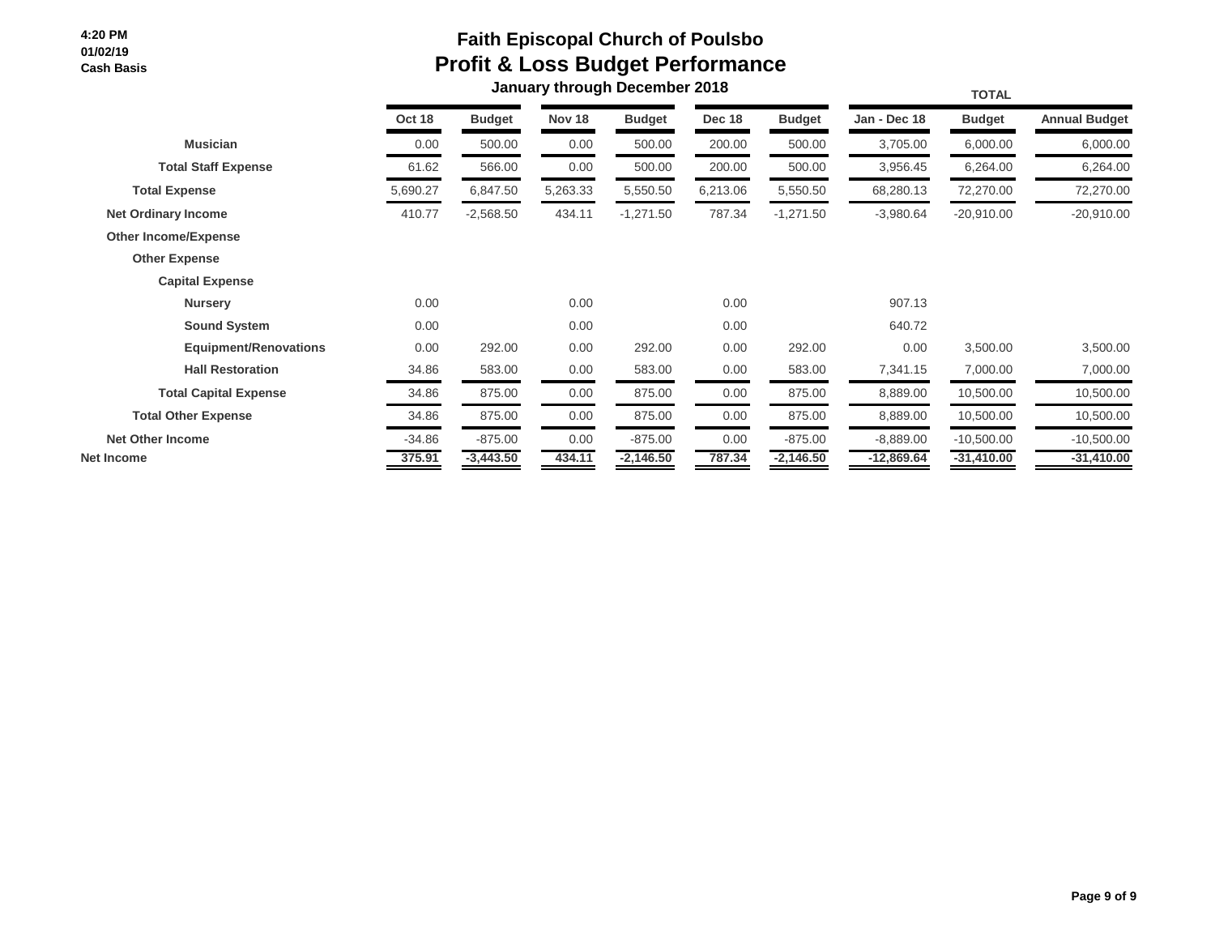4:20 PM
01/02/19
Cash Basis

# Faith Episcopal Church of Poulsbo

## Profit & Loss Budget Performance

### January through December 2018

| | Oct 18 | Budget | Nov 18 | Budget | Dec 18 | Budget | Jan - Dec 18 | Budget | Annual Budget |
|---|---|---|---|---|---|---|---|---|---|
| | | | | | | | TOTAL | | |
| Musician | 0.00 | 500.00 | 0.00 | 500.00 | 200.00 | 500.00 | 3,705.00 | 6,000.00 | 6,000.00 |
| Total Staff Expense | 61.62 | 566.00 | 0.00 | 500.00 | 200.00 | 500.00 | 3,956.45 | 6,264.00 | 6,264.00 |
| Total Expense | 5,690.27 | 6,847.50 | 5,263.33 | 5,550.50 | 6,213.06 | 5,550.50 | 68,280.13 | 72,270.00 | 72,270.00 |
| Net Ordinary Income | 410.77 | -2,568.50 | 434.11 | -1,271.50 | 787.34 | -1,271.50 | -3,980.64 | -20,910.00 | -20,910.00 |
| Other Income/Expense | | | | | | | | | |
| Other Expense | | | | | | | | | |
| Capital Expense | | | | | | | | | |
| Nursery | 0.00 | | 0.00 | | 0.00 | | 907.13 | | |
| Sound System | 0.00 | | 0.00 | | 0.00 | | 640.72 | | |
| Equipment/Renovations | 0.00 | 292.00 | 0.00 | 292.00 | 0.00 | 292.00 | 0.00 | 3,500.00 | 3,500.00 |
| Hall Restoration | 34.86 | 583.00 | 0.00 | 583.00 | 0.00 | 583.00 | 7,341.15 | 7,000.00 | 7,000.00 |
| Total Capital Expense | 34.86 | 875.00 | 0.00 | 875.00 | 0.00 | 875.00 | 8,889.00 | 10,500.00 | 10,500.00 |
| Total Other Expense | 34.86 | 875.00 | 0.00 | 875.00 | 0.00 | 875.00 | 8,889.00 | 10,500.00 | 10,500.00 |
| Net Other Income | -34.86 | -875.00 | 0.00 | -875.00 | 0.00 | -875.00 | -8,889.00 | -10,500.00 | -10,500.00 |
| **Net Income** | **375.91** | **-3,443.50** | **434.11** | **-2,146.50** | **787.34** | **-2,146.50** | **-12,869.64** | **-31,410.00** | **-31,410.00** |